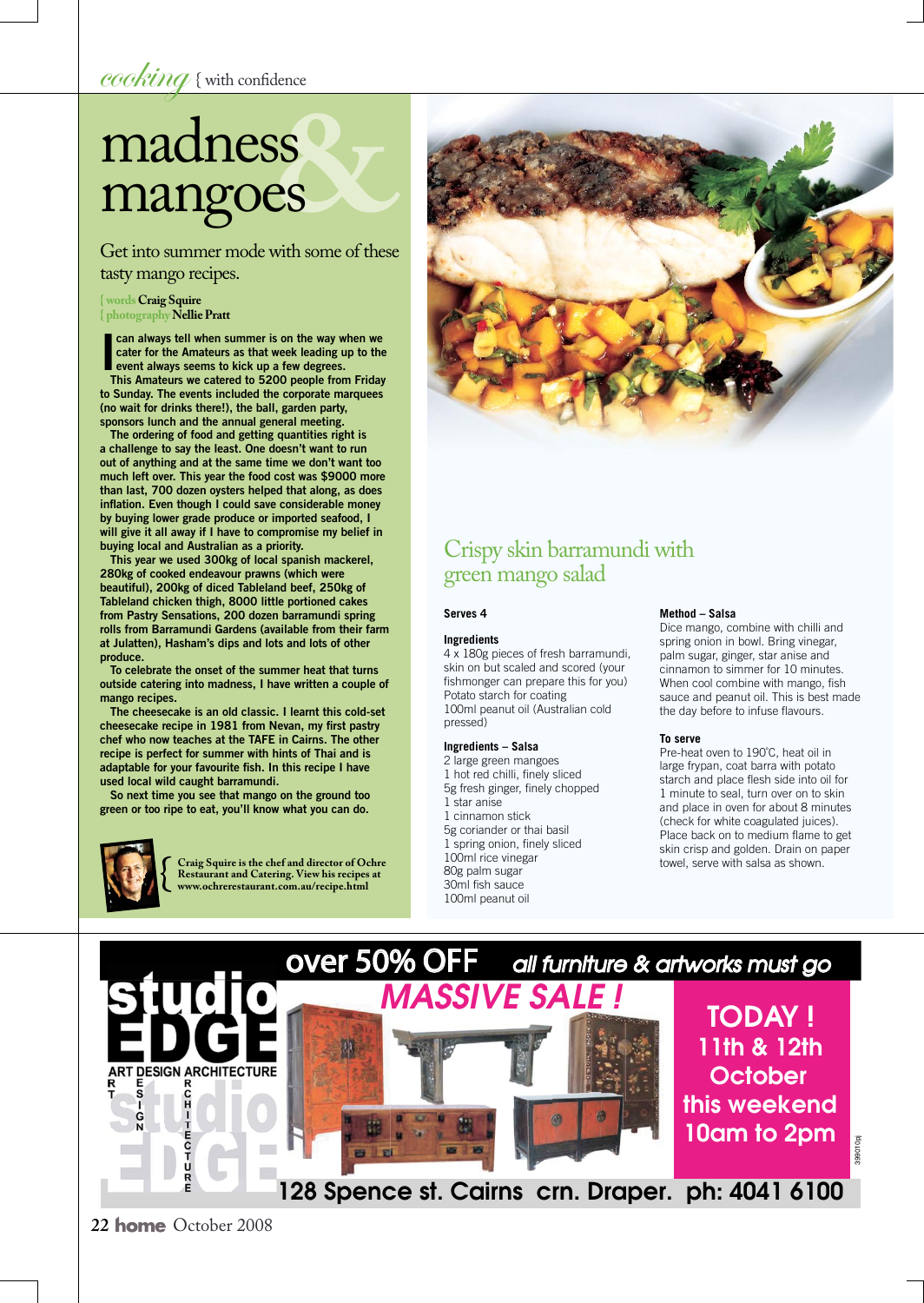# madness & mangoes

Get into summer mode with some of these tasty mango recipes.

{ words Craig Squire
{ photography Nellie Pratt

**I can always tell when summer is on the way when we cater for the Amateurs as that week leading up to the event always seems to kick up a few degrees.**

**This Amateurs we catered to 5200 people from Friday to Sunday. The events included the corporate marquees (no wait for drinks there!), the ball, garden party, sponsors lunch and the annual general meeting.**

**The ordering of food and getting quantities right is a challenge to say the least. One doesn't want to run out of anything and at the same time we don't want too much left over. This year the food cost was $9000 more than last, 700 dozen oysters helped that along, as does inflation. Even though I could save considerable money by buying lower grade produce or imported seafood, I will give it all away if I have to compromise my belief in buying local and Australian as a priority.**

**This year we used 300kg of local spanish mackerel, 280kg of cooked endeavour prawns (which were beautiful), 200kg of diced Tableland beef, 250kg of Tableland chicken thigh, 8000 little portioned cakes from Pastry Sensations, 200 dozen barramundi spring rolls from Barramundi Gardens (available from their farm at Julatten), Hasham's dips and lots and lots of other produce.**

**To celebrate the onset of the summer heat that turns outside catering into madness, I have written a couple of mango recipes.**

**The cheesecake is an old classic. I learnt this cold-set cheesecake recipe in 1981 from Nevan, my first pastry chef who now teaches at the TAFE in Cairns. The other recipe is perfect for summer with hints of Thai and is adaptable for your favourite fish. In this recipe I have used local wild caught barramundi.**

**So next time you see that mango on the ground too green or too ripe to eat, you'll know what you can do.**

{ Craig Squire is the chef and director of Ochre Restaurant and Catering. View his recipes at www.ochrerestaurant.com.au/recipe.html

## Crispy skin barramundi with green mango salad

**Serves 4**

**Ingredients**

4 x 180g pieces of fresh barramundi, skin on but scaled and scored (your fishmonger can prepare this for you)
Potato starch for coating
100ml peanut oil (Australian cold pressed)

**Ingredients – Salsa**

2 large green mangoes
1 hot red chilli, finely sliced
5g fresh ginger, finely chopped
1 star anise
1 cinnamon stick
5g coriander or thai basil
1 spring onion, finely sliced
100ml rice vinegar
80g palm sugar
30ml fish sauce
100ml peanut oil

**Method – Salsa**

Dice mango, combine with chilli and spring onion in bowl. Bring vinegar, palm sugar, ginger, star anise and cinnamon to simmer for 10 minutes. When cool combine with mango, fish sauce and peanut oil. This is best made the day before to infuse flavours.

**To serve**

Pre-heat oven to 190°C, heat oil in large frypan, coat barra with potato starch and place flesh side into oil for 1 minute to seal, turn over on to skin and place in oven for about 8 minutes (check for white coagulated juices). Place back on to medium flame to get skin crisp and golden. Drain on paper towel, serve with salsa as shown.

---

studio EDGE
ART DESIGN ARCHITECTURE

over 50% OFF all furniture & artworks must go

MASSIVE SALE !

TODAY ! 11th & 12th October this weekend 10am to 2pm

128 Spence st. Cairns crn. Draper. ph: 4041 6100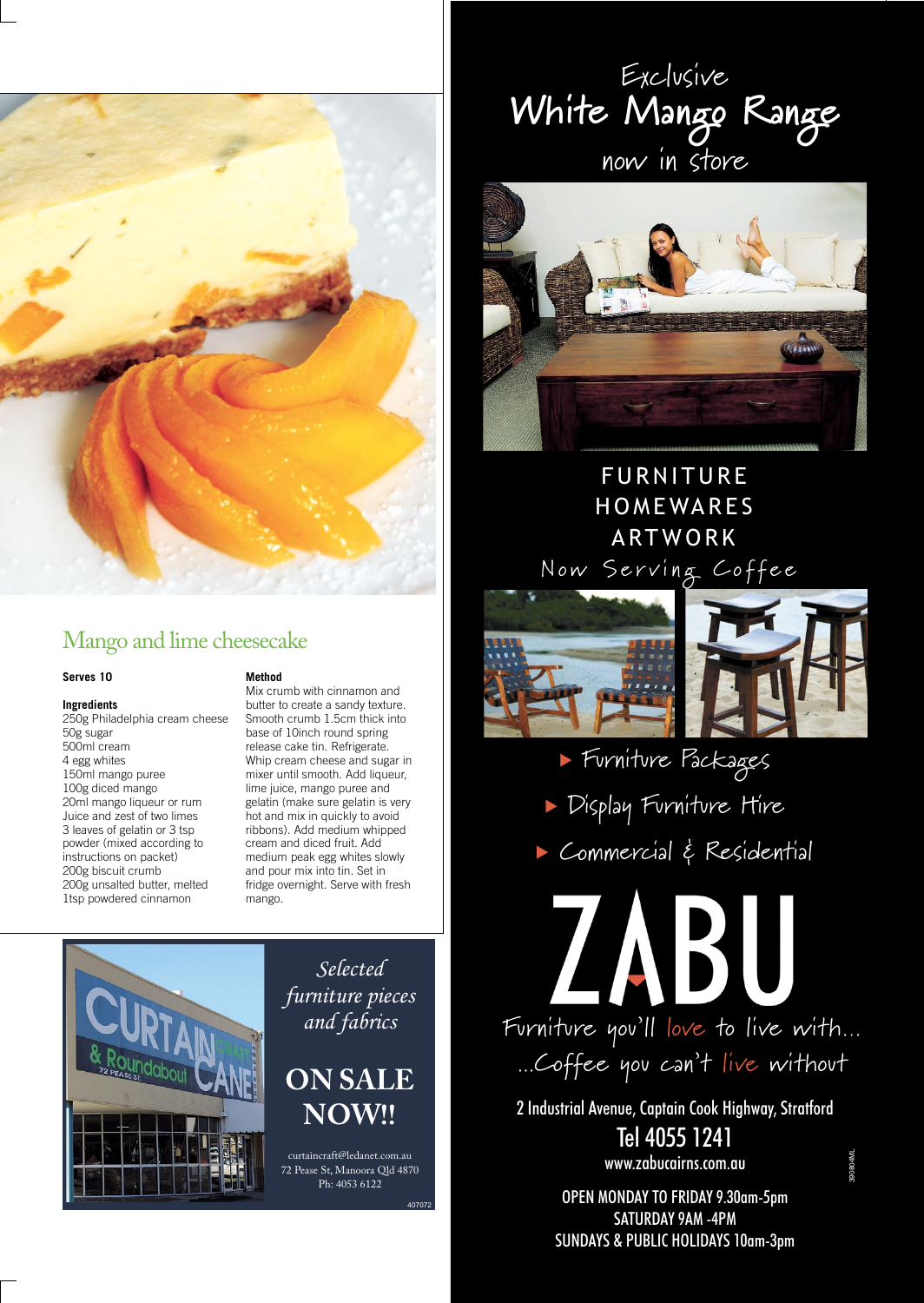## Mango and lime cheesecake

**Serves 10**

**Ingredients**

250g Philadelphia cream cheese
50g sugar
500ml cream
4 egg whites
150ml mango puree
100g diced mango
20ml mango liqueur or rum
Juice and zest of two limes
3 leaves of gelatin or 3 tsp powder (mixed according to instructions on packet)
200g biscuit crumb
200g unsalted butter, melted
1tsp powdered cinnamon

**Method**

Mix crumb with cinnamon and butter to create a sandy texture. Smooth crumb 1.5cm thick into base of 10inch round spring release cake tin. Refrigerate. Whip cream cheese and sugar in mixer until smooth. Add liqueur, lime juice, mango puree and gelatin (make sure gelatin is very hot and mix in quickly to avoid ribbons). Add medium whipped cream and diced fruit. Add medium peak egg whites slowly and pour mix into tin. Set in fridge overnight. Serve with fresh mango.

---

*Selected furniture pieces and fabrics*

**ON SALE NOW!!**

curtaincraft@ledanet.com.au
72 Pease St, Manoora Qld 4870
Ph: 4053 6122

407072

---

Exclusive
White Mango Range
now in store

FURNITURE
HOMEWARES
ARTWORK
Now Serving Coffee

- Furniture Packages
- Display Furniture Hire
- Commercial & Residential

# ZABU

Furniture you'll love to live with...
...Coffee you can't live without

2 Industrial Avenue, Captain Cook Highway, Stratford
Tel 4055 1241
www.zabucairns.com.au

OPEN MONDAY TO FRIDAY 9.30am-5pm
SATURDAY 9AM -4PM
SUNDAYS & PUBLIC HOLIDAYS 10am-3pm

390804ML